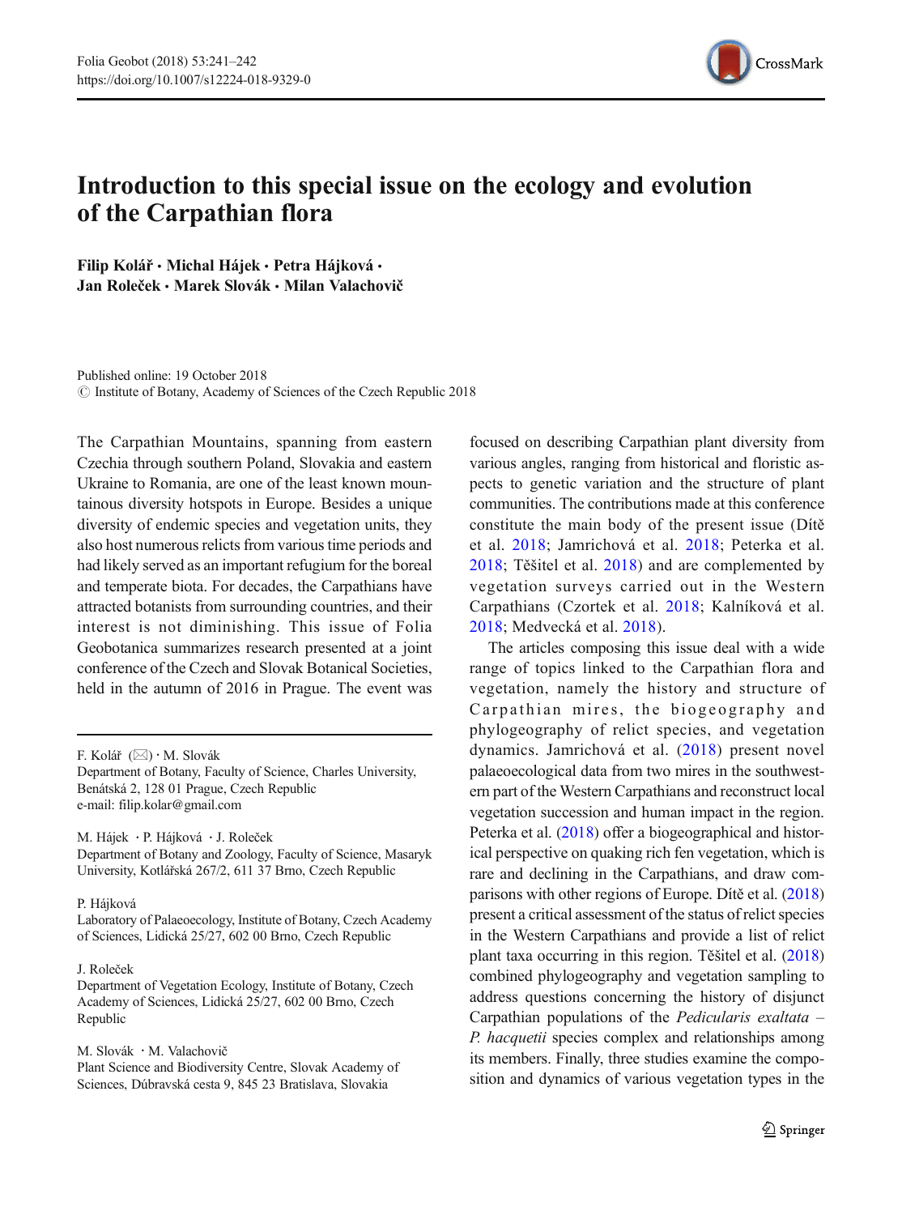# Introduction to this special issue on the ecology and evolution of the Carpathian flora

**Filip Kolář · Michal Hájek · Petra Hájková · Jan Roleček · Marek Slovák · Milan Valachovič**

Published online: 19 October 2018
© Institute of Botany, Academy of Sciences of the Czech Republic 2018

The Carpathian Mountains, spanning from eastern Czechia through southern Poland, Slovakia and eastern Ukraine to Romania, are one of the least known mountainous diversity hotspots in Europe. Besides a unique diversity of endemic species and vegetation units, they also host numerous relicts from various time periods and had likely served as an important refugium for the boreal and temperate biota. For decades, the Carpathians have attracted botanists from surrounding countries, and their interest is not diminishing. This issue of Folia Geobotanica summarizes research presented at a joint conference of the Czech and Slovak Botanical Societies, held in the autumn of 2016 in Prague. The event was focused on describing Carpathian plant diversity from various angles, ranging from historical and floristic aspects to genetic variation and the structure of plant communities. The contributions made at this conference constitute the main body of the present issue (Dítě et al. 2018; Jamrichová et al. 2018; Peterka et al. 2018; Těšitel et al. 2018) and are complemented by vegetation surveys carried out in the Western Carpathians (Czortek et al. 2018; Kalníková et al. 2018; Medvecká et al. 2018).

The articles composing this issue deal with a wide range of topics linked to the Carpathian flora and vegetation, namely the history and structure of Carpathian mires, the biogeography and phylogeography of relict species, and vegetation dynamics. Jamrichová et al. (2018) present novel palaeoecological data from two mires in the southwestern part of the Western Carpathians and reconstruct local vegetation succession and human impact in the region. Peterka et al. (2018) offer a biogeographical and historical perspective on quaking rich fen vegetation, which is rare and declining in the Carpathians, and draw comparisons with other regions of Europe. Dítě et al. (2018) present a critical assessment of the status of relict species in the Western Carpathians and provide a list of relict plant taxa occurring in this region. Těšitel et al. (2018) combined phylogeography and vegetation sampling to address questions concerning the history of disjunct Carpathian populations of the *Pedicularis exaltata* – *P. hacquetii* species complex and relationships among its members. Finally, three studies examine the composition and dynamics of various vegetation types in the

---

F. Kolář (✉) · M. Slovák
Department of Botany, Faculty of Science, Charles University, Benátská 2, 128 01 Prague, Czech Republic
e-mail: filip.kolar@gmail.com

M. Hájek · P. Hájková · J. Roleček
Department of Botany and Zoology, Faculty of Science, Masaryk University, Kotlářská 267/2, 611 37 Brno, Czech Republic

P. Hájková
Laboratory of Palaeoecology, Institute of Botany, Czech Academy of Sciences, Lidická 25/27, 602 00 Brno, Czech Republic

J. Roleček
Department of Vegetation Ecology, Institute of Botany, Czech Academy of Sciences, Lidická 25/27, 602 00 Brno, Czech Republic

M. Slovák · M. Valachovič
Plant Science and Biodiversity Centre, Slovak Academy of Sciences, Dúbravská cesta 9, 845 23 Bratislava, Slovakia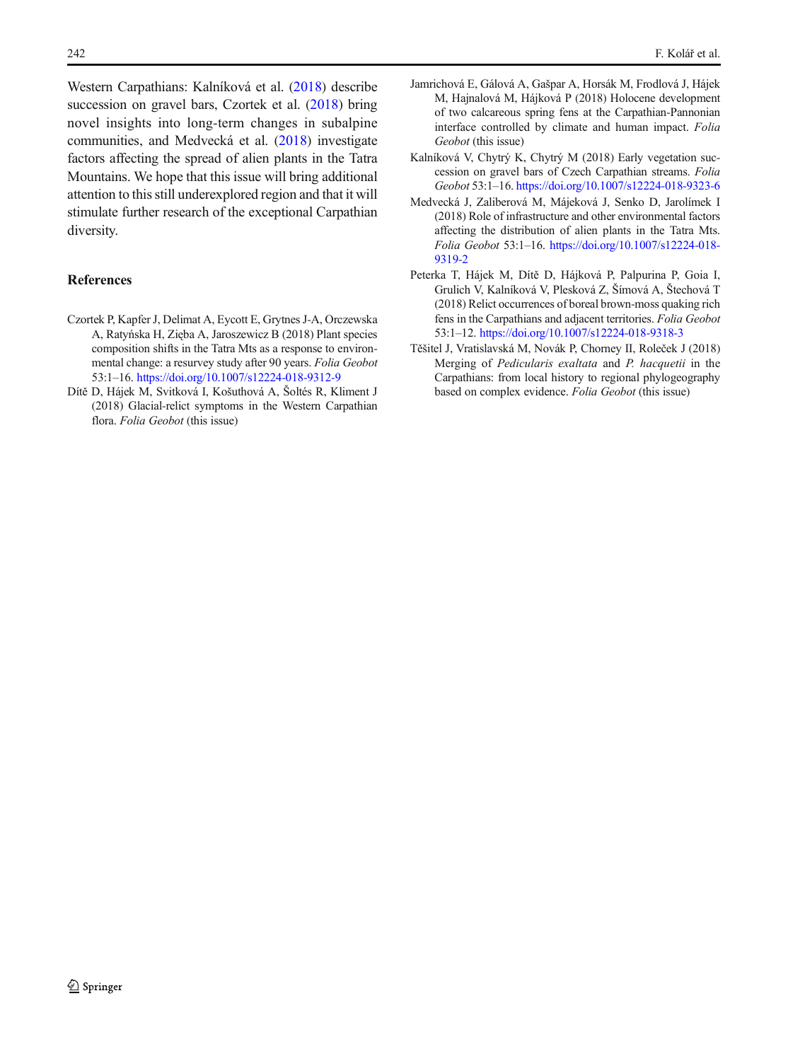Western Carpathians: Kalníková et al. (2018) describe succession on gravel bars, Czortek et al. (2018) bring novel insights into long-term changes in subalpine communities, and Medvecká et al. (2018) investigate factors affecting the spread of alien plants in the Tatra Mountains. We hope that this issue will bring additional attention to this still underexplored region and that it will stimulate further research of the exceptional Carpathian diversity.

## References

Czortek P, Kapfer J, Delimat A, Eycott E, Grytnes J-A, Orczewska A, Ratyńska H, Zięba A, Jaroszewicz B (2018) Plant species composition shifts in the Tatra Mts as a response to environmental change: a resurvey study after 90 years. *Folia Geobot* 53:1–16. https://doi.org/10.1007/s12224-018-9312-9

Dítě D, Hájek M, Svitková I, Košuthová A, Šoltés R, Kliment J (2018) Glacial-relict symptoms in the Western Carpathian flora. *Folia Geobot* (this issue)

Jamrichová E, Gálová A, Gašpar A, Horsák M, Frodlová J, Hájek M, Hajnalová M, Hájková P (2018) Holocene development of two calcareous spring fens at the Carpathian-Pannonian interface controlled by climate and human impact. *Folia Geobot* (this issue)

Kalníková V, Chytrý K, Chytrý M (2018) Early vegetation succession on gravel bars of Czech Carpathian streams. *Folia Geobot* 53:1–16. https://doi.org/10.1007/s12224-018-9323-6

Medvecká J, Zaliberová M, Májeková J, Senko D, Jarolímek I (2018) Role of infrastructure and other environmental factors affecting the distribution of alien plants in the Tatra Mts. *Folia Geobot* 53:1–16. https://doi.org/10.1007/s12224-018-9319-2

Peterka T, Hájek M, Dítě D, Hájková P, Palpurina P, Goia I, Grulich V, Kalníková V, Plesková Z, Šímová A, Štechová T (2018) Relict occurrences of boreal brown-moss quaking rich fens in the Carpathians and adjacent territories. *Folia Geobot* 53:1–12. https://doi.org/10.1007/s12224-018-9318-3

Těšitel J, Vratislavská M, Novák P, Chorney II, Roleček J (2018) Merging of *Pedicularis exaltata* and *P. hacquetii* in the Carpathians: from local history to regional phylogeography based on complex evidence. *Folia Geobot* (this issue)